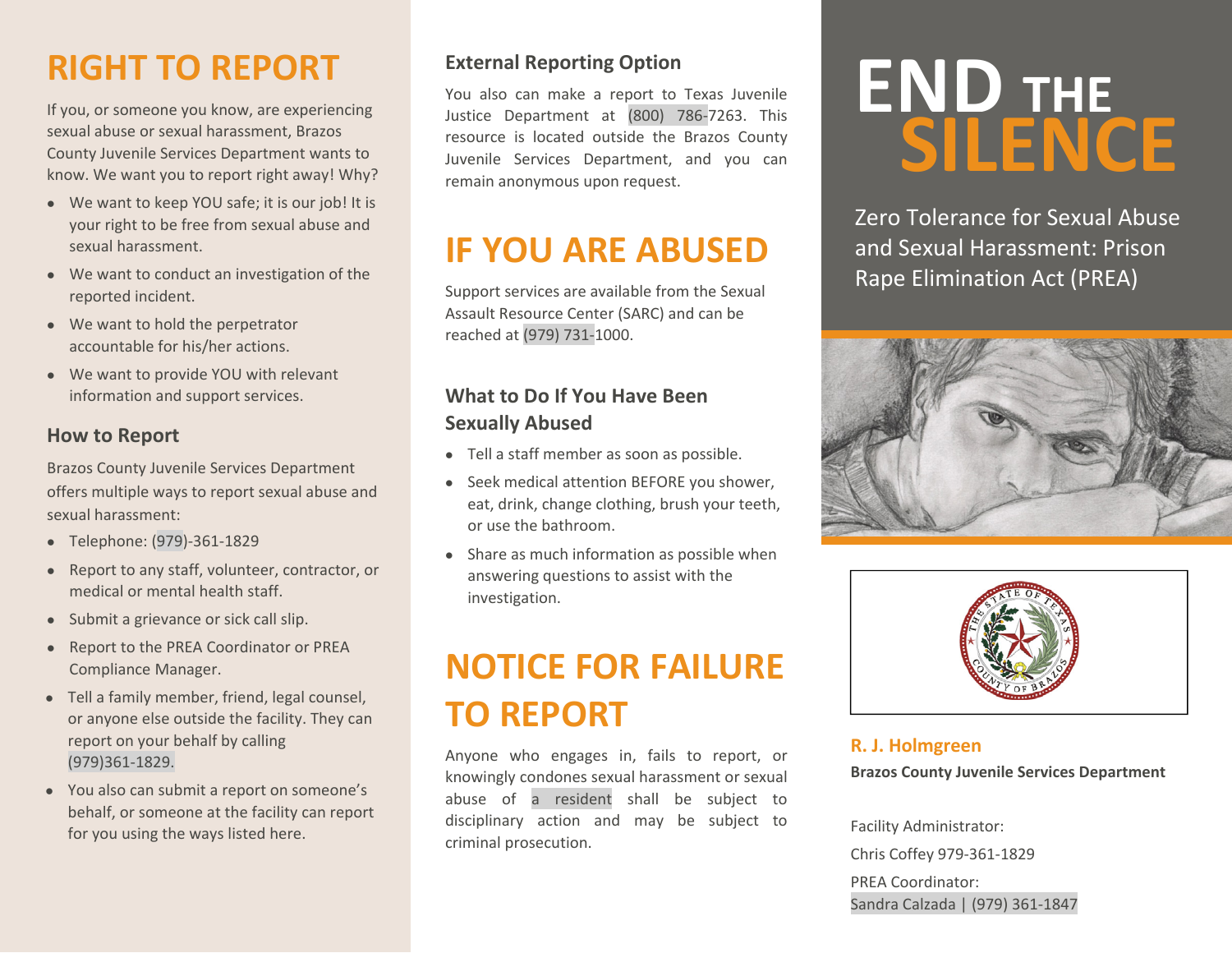# RIGHT TO REPORT

If you, or someone you know, are experiencing sexual abuse or sexual harassment, Brazos County Juvenile Services Department wants to know. We want you to report right away! Why?

- We want to keep YOU safe; it is our job! It is your right to be free from sexual abuse and sexual harassment.
- We want to conduct an investigation of the reported incident.
- We want to hold the perpetrator accountable for his/her actions.
- We want to provide YOU with relevant information and support services.

### How to Report

Brazos County Juvenile Services Department offers multiple ways to report sexual abuse and sexual harassment:

- Telephone: (979)-361-1829
- Report to any staff, volunteer, contractor, or medical or mental health staff.
- Submit a grievance or sick call slip.
- Report to the PREA Coordinator or PREA Compliance Manager.
- Tell a family member, friend, legal counsel, or anyone else outside the facility. They can report on your behalf by calling (979)361-1829.
- You also can submit a report on someone's behalf, or someone at the facility can report for you using the ways listed here.

### External Reporting Option

You also can make a report to Texas Juvenile Justice Department at (800) 786-7263. This resource is located outside the Brazos County Juvenile Services Department, and you can remain anonymous upon request.

# IF YOU ARE ABUSED

Support services are available from the Sexual Assault Resource Center (SARC) and can be reached at (979) 731-1000.

### What to Do If You Have Been Sexually Abused

- Tell a staff member as soon as possible.
- Seek medical attention BEFORE you shower, eat, drink, change clothing, brush your teeth, or use the bathroom.
- Share as much information as possible when answering questions to assist with the investigation.

# NOTICE FOR FAILURE TO REPORT

Anyone who engages in, fails to report, or knowingly condones sexual harassment or sexual abuse of a resident shall be subject to disciplinary action and may be subject to criminal prosecution.

# END THE SILENCE

Zero Tolerance for Sexual Abuse and Sexual Harassment: Prison Rape Elimination Act (PREA)

**R. J. Holmgreen**

**Brazos County Juvenile Services Department**

Facility Administrator:

Chris Coffey 979-361-1829

PREA Coordinator:

Sandra Calzada | (979) 361-1847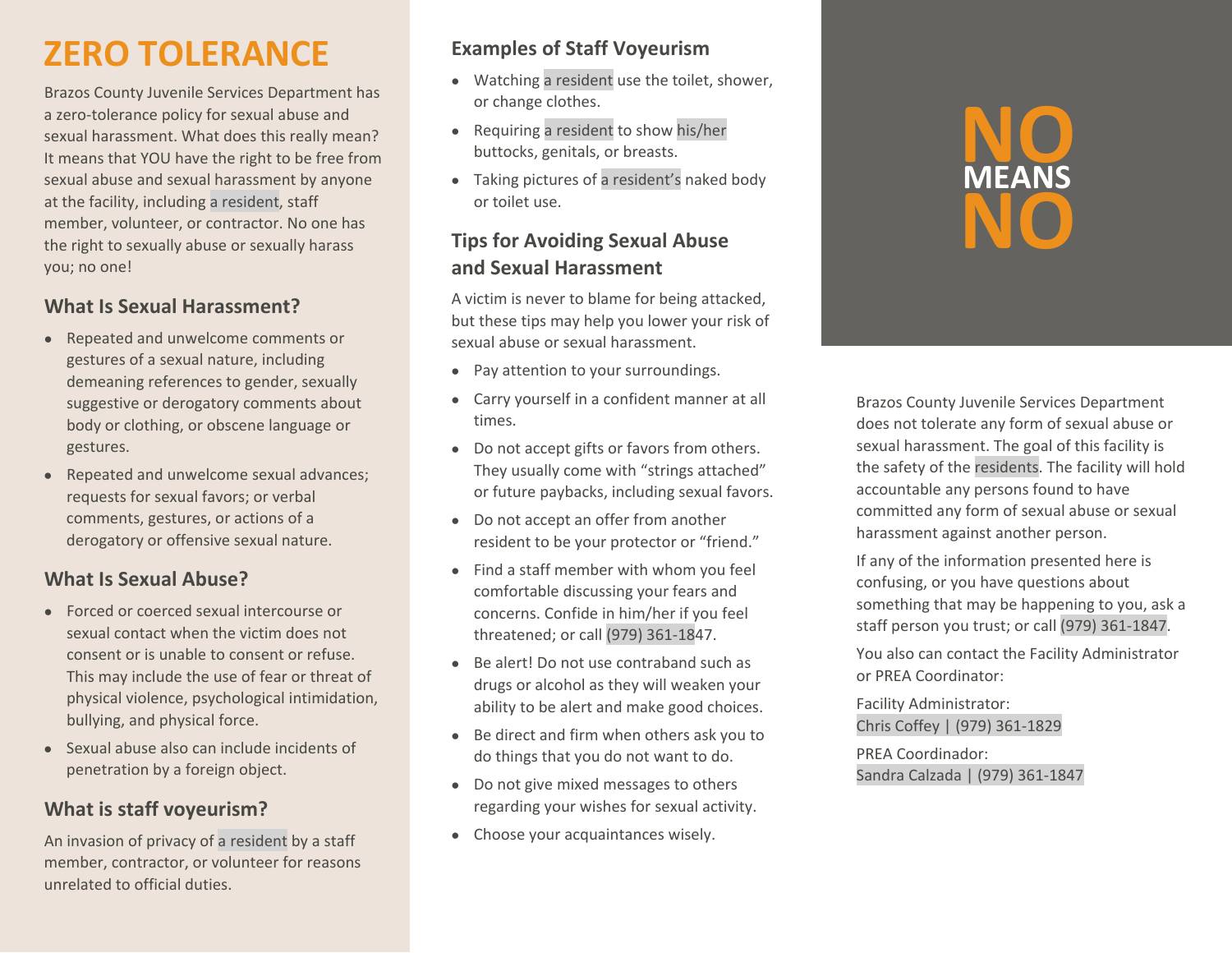# ZERO TOLERANCE

Brazos County Juvenile Services Department has a zero-tolerance policy for sexual abuse and sexual harassment. What does this really mean? It means that YOU have the right to be free from sexual abuse and sexual harassment by anyone at the facility, including a resident, staff member, volunteer, or contractor. No one has the right to sexually abuse or sexually harass you; no one!

## What Is Sexual Harassment?

- Repeated and unwelcome comments or gestures of a sexual nature, including demeaning references to gender, sexually suggestive or derogatory comments about body or clothing, or obscene language or gestures.
- Repeated and unwelcome sexual advances; requests for sexual favors; or verbal comments, gestures, or actions of a derogatory or offensive sexual nature.

## What Is Sexual Abuse?

- Forced or coerced sexual intercourse or sexual contact when the victim does not consent or is unable to consent or refuse. This may include the use of fear or threat of physical violence, psychological intimidation, bullying, and physical force.
- Sexual abuse also can include incidents of penetration by a foreign object.

## What is staff voyeurism?

An invasion of privacy of a resident by a staff member, contractor, or volunteer for reasons unrelated to official duties.

## Examples of Staff Voyeurism

- Watching a resident use the toilet, shower, or change clothes.
- Requiring a resident to show his/her buttocks, genitals, or breasts.
- Taking pictures of a resident's naked body or toilet use.

## Tips for Avoiding Sexual Abuse and Sexual Harassment

A victim is never to blame for being attacked, but these tips may help you lower your risk of sexual abuse or sexual harassment.

- Pay attention to your surroundings.
- Carry yourself in a confident manner at all times.
- Do not accept gifts or favors from others. They usually come with "strings attached" or future paybacks, including sexual favors.
- Do not accept an offer from another resident to be your protector or "friend."
- Find a staff member with whom you feel comfortable discussing your fears and concerns. Confide in him/her if you feel threatened; or call (979) 361-1847.
- Be alert! Do not use contraband such as drugs or alcohol as they will weaken your ability to be alert and make good choices.
- Be direct and firm when others ask you to do things that you do not want to do.
- Do not give mixed messages to others regarding your wishes for sexual activity.
- Choose your acquaintances wisely.

# NO MEANS NO

Brazos County Juvenile Services Department does not tolerate any form of sexual abuse or sexual harassment. The goal of this facility is the safety of the residents. The facility will hold accountable any persons found to have committed any form of sexual abuse or sexual harassment against another person.

If any of the information presented here is confusing, or you have questions about something that may be happening to you, ask a staff person you trust; or call (979) 361-1847.

You also can contact the Facility Administrator or PREA Coordinator:

Facility Administrator:
Chris Coffey | (979) 361-1829

PREA Coordinador:
Sandra Calzada | (979) 361-1847